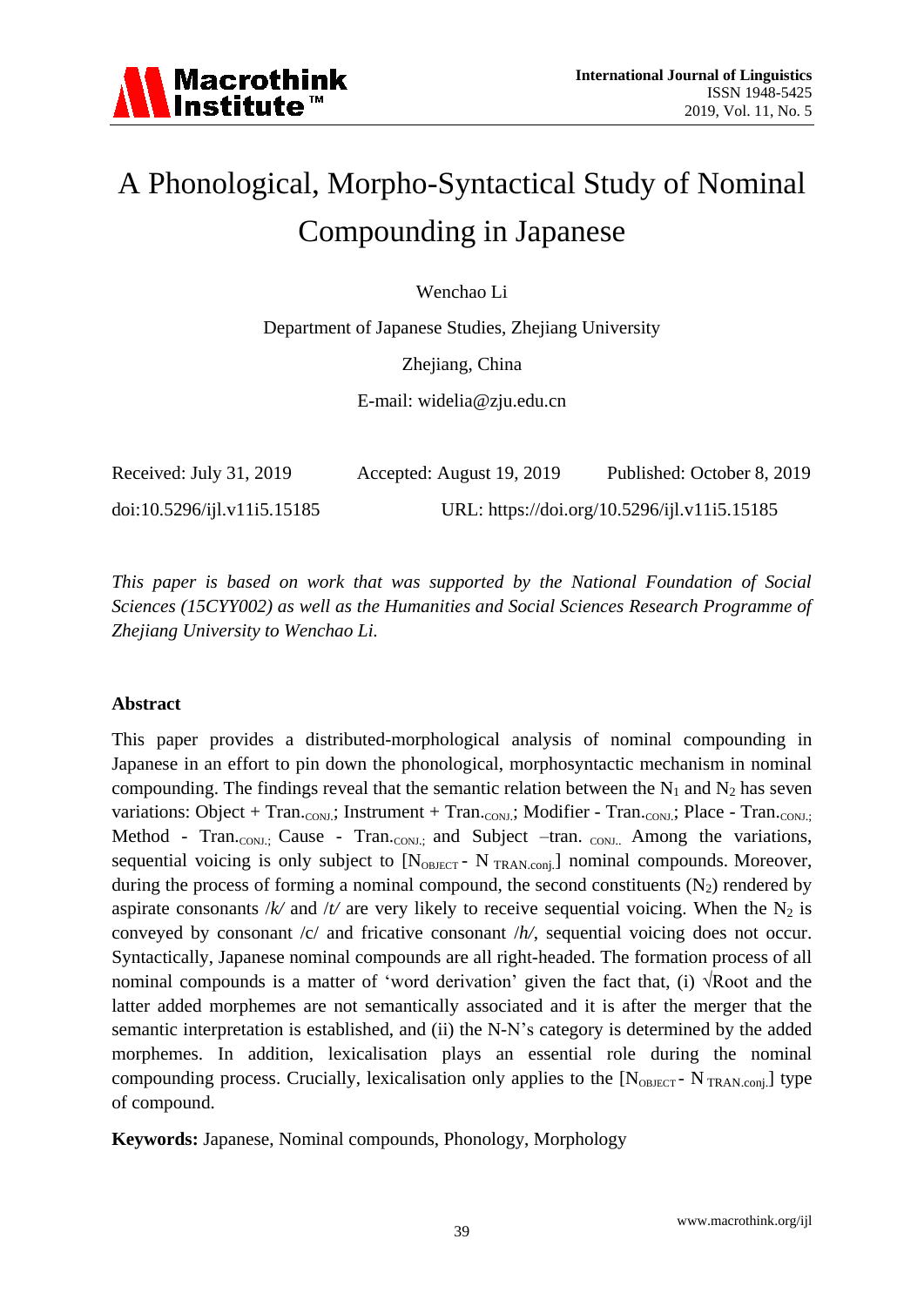# A Phonological, Morpho-Syntactical Study of Nominal Compounding in Japanese

Wenchao Li

Department of Japanese Studies, Zhejiang University

Zhejiang, China

E-mail: widelia@zju.edu.cn

Received: July 31, 2019 Accepted: August 19, 2019 Published: October 8, 2019

doi:10.5296/ijl.v11i5.15185 URL: https://doi.org/10.5296/ijl.v11i5.15185

*This paper is based on work that was supported by the National Foundation of Social Sciences (15CYY002) as well as the Humanities and Social Sciences Research Programme of Zhejiang University to Wenchao Li.*

## Abstract

This paper provides a distributed-morphological analysis of nominal compounding in Japanese in an effort to pin down the phonological, morphosyntactic mechanism in nominal compounding. The findings reveal that the semantic relation between the $N_1$ and $N_2$ has seven variations: Object + $\text{Tran.}_{\text{CONJ.}}$; Instrument + $\text{Tran.}_{\text{CONJ.}}$; Modifier - $\text{Tran.}_{\text{CONJ.}}$; Place - $\text{Tran.}_{\text{CONJ.}}$; Method - $\text{Tran.}_{\text{CONJ.}}$; Cause - $\text{Tran.}_{\text{CONJ.}}$; and Subject –tran. $_{\text{CONJ.}}$. Among the variations, sequential voicing is only subject to [$N_{\text{OBJECT}}$ - $N_{\text{TRAN.conj.}}$] nominal compounds. Moreover, during the process of forming a nominal compound, the second constituents ($N_2$) rendered by aspirate consonants /*k*/ and /*t*/ are very likely to receive sequential voicing. When the $N_2$ is conveyed by consonant /c/ and fricative consonant /*h*/, sequential voicing does not occur. Syntactically, Japanese nominal compounds are all right-headed. The formation process of all nominal compounds is a matter of 'word derivation' given the fact that, (i) √Root and the latter added morphemes are not semantically associated and it is after the merger that the semantic interpretation is established, and (ii) the N-N's category is determined by the added morphemes. In addition, lexicalisation plays an essential role during the nominal compounding process. Crucially, lexicalisation only applies to the [$N_{\text{OBJECT}}$ - $N_{\text{TRAN.conj.}}$] type of compound.

**Keywords:** Japanese, Nominal compounds, Phonology, Morphology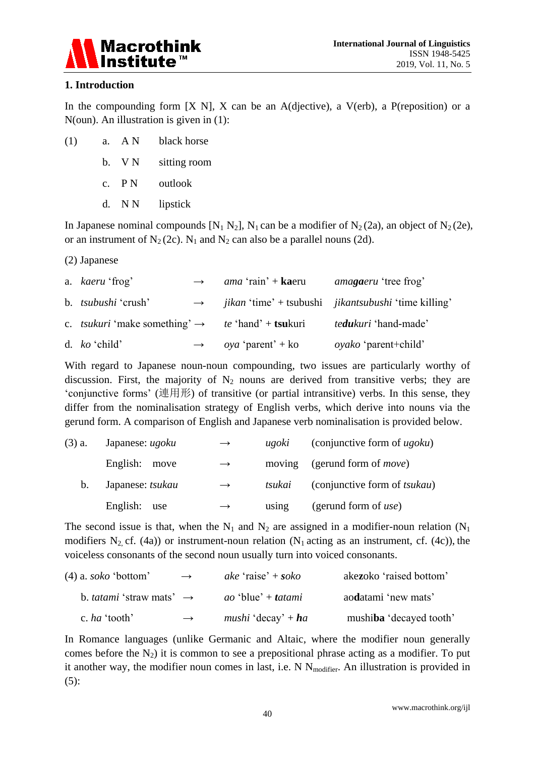## 1. Introduction

In the compounding form [X N], X can be an A(djective), a V(erb), a P(reposition) or a N(oun). An illustration is given in (1):

(1) a. A N   black horse

b. V N   sitting room

c. P N   outlook

d. N N   lipstick

In Japanese nominal compounds [$N_1$ $N_2$], $N_1$ can be a modifier of $N_2$ (2a), an object of $N_2$ (2e), or an instrument of $N_2$ (2c). $N_1$ and $N_2$ can also be a parallel nouns (2d).

(2) Japanese

| | | | | |
|---|---|---|---|---|
| a. | *kaeru* 'frog' | → | *ama* 'rain' + **ka**eru | *ama**ga**eru* 'tree frog' |
| b. | *tsubushi* 'crush' | → | *jikan* 'time' + tsubushi | *jikantsubushi* 'time killing' |
| c. | *tsukuri* 'make something' | → | *te* 'hand' + **tsu**kuri | *te**du**kuri* 'hand-made' |
| d. | *ko* 'child' | → | *oya* 'parent' + ko | *oyako* 'parent+child' |

With regard to Japanese noun-noun compounding, two issues are particularly worthy of discussion. First, the majority of $N_2$ nouns are derived from transitive verbs; they are 'conjunctive forms' (連用形) of transitive (or partial intransitive) verbs. In this sense, they differ from the nominalisation strategy of English verbs, which derive into nouns via the gerund form. A comparison of English and Japanese verb nominalisation is provided below.

| | | | | |
|---|---|---|---|---|
| (3) a. | Japanese: *ugoku* | → | *ugoki* | (conjunctive form of *ugoku*) |
| | English: move | → | moving | (gerund form of *move*) |
| b. | Japanese: *tsukau* | → | *tsukai* | (conjunctive form of *tsukau*) |
| | English: use | → | using | (gerund form of *use*) |

The second issue is that, when the $N_1$ and $N_2$ are assigned in a modifier-noun relation ($N_1$ modifiers $N_2$, cf. (4a)) or instrument-noun relation ($N_1$ acting as an instrument, cf. (4c)), the voiceless consonants of the second noun usually turn into voiced consonants.

| | | | |
|---|---|---|---|
| (4) a. *soko* 'bottom' | → | *ake* 'raise' + ***s**oko* | ake**z**oko 'raised bottom' |
| b. *tatami* 'straw mats' | → | *ao* 'blue' + ***t**atami* | ao**d**atami 'new mats' |
| c. *ha* 'tooth' | → | *mushi* 'decay' + ***ha*** | mushi**ba** 'decayed tooth' |

In Romance languages (unlike Germanic and Altaic, where the modifier noun generally comes before the $N_2$) it is common to see a prepositional phrase acting as a modifier. To put it another way, the modifier noun comes in last, i.e. N $N_{modifier}$. An illustration is provided in (5):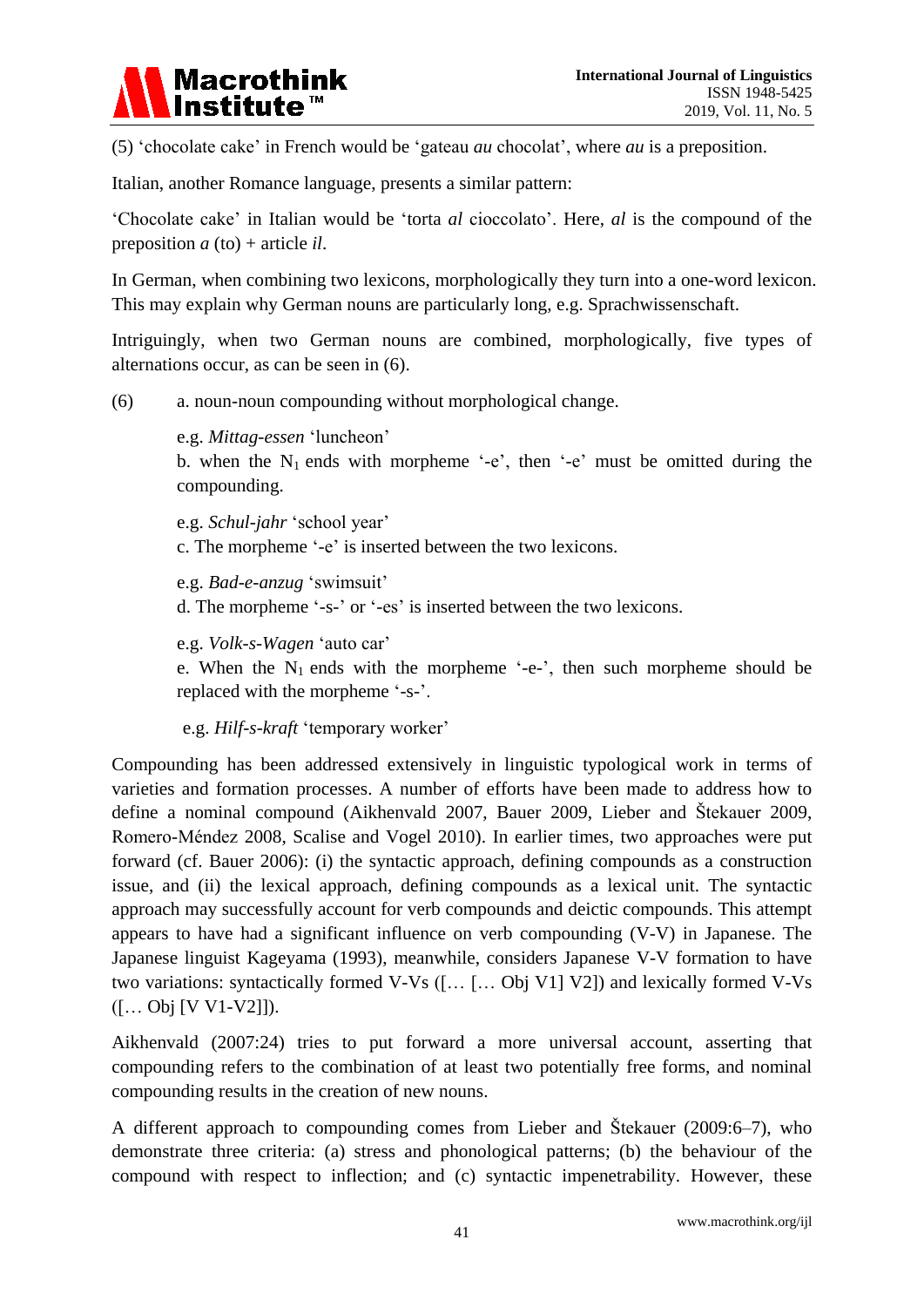(5) 'chocolate cake' in French would be 'gateau *au* chocolat', where *au* is a preposition.

Italian, another Romance language, presents a similar pattern:

'Chocolate cake' in Italian would be 'torta *al* cioccolato'. Here, *al* is the compound of the preposition *a* (to) + article *il*.

In German, when combining two lexicons, morphologically they turn into a one-word lexicon. This may explain why German nouns are particularly long, e.g. Sprachwissenschaft.

Intriguingly, when two German nouns are combined, morphologically, five types of alternations occur, as can be seen in (6).

(6) a. noun-noun compounding without morphological change.

e.g. *Mittag-essen* 'luncheon'

b. when the $N_1$ ends with morpheme '-e', then '-e' must be omitted during the compounding.

e.g. *Schul-jahr* 'school year'

c. The morpheme '-e' is inserted between the two lexicons.

e.g. *Bad-e-anzug* 'swimsuit'

d. The morpheme '-s-' or '-es' is inserted between the two lexicons.

e.g. *Volk-s-Wagen* 'auto car'

e. When the $N_1$ ends with the morpheme '-e-', then such morpheme should be replaced with the morpheme '-s-'.

e.g. *Hilf-s-kraft* 'temporary worker'

Compounding has been addressed extensively in linguistic typological work in terms of varieties and formation processes. A number of efforts have been made to address how to define a nominal compound (Aikhenvald 2007, Bauer 2009, Lieber and Štekauer 2009, Romero-Méndez 2008, Scalise and Vogel 2010). In earlier times, two approaches were put forward (cf. Bauer 2006): (i) the syntactic approach, defining compounds as a construction issue, and (ii) the lexical approach, defining compounds as a lexical unit. The syntactic approach may successfully account for verb compounds and deictic compounds. This attempt appears to have had a significant influence on verb compounding (V-V) in Japanese. The Japanese linguist Kageyama (1993), meanwhile, considers Japanese V-V formation to have two variations: syntactically formed V-Vs ([… [… Obj V1] V2]) and lexically formed V-Vs ([… Obj [V V1-V2]]).

Aikhenvald (2007:24) tries to put forward a more universal account, asserting that compounding refers to the combination of at least two potentially free forms, and nominal compounding results in the creation of new nouns.

A different approach to compounding comes from Lieber and Štekauer (2009:6–7), who demonstrate three criteria: (a) stress and phonological patterns; (b) the behaviour of the compound with respect to inflection; and (c) syntactic impenetrability. However, these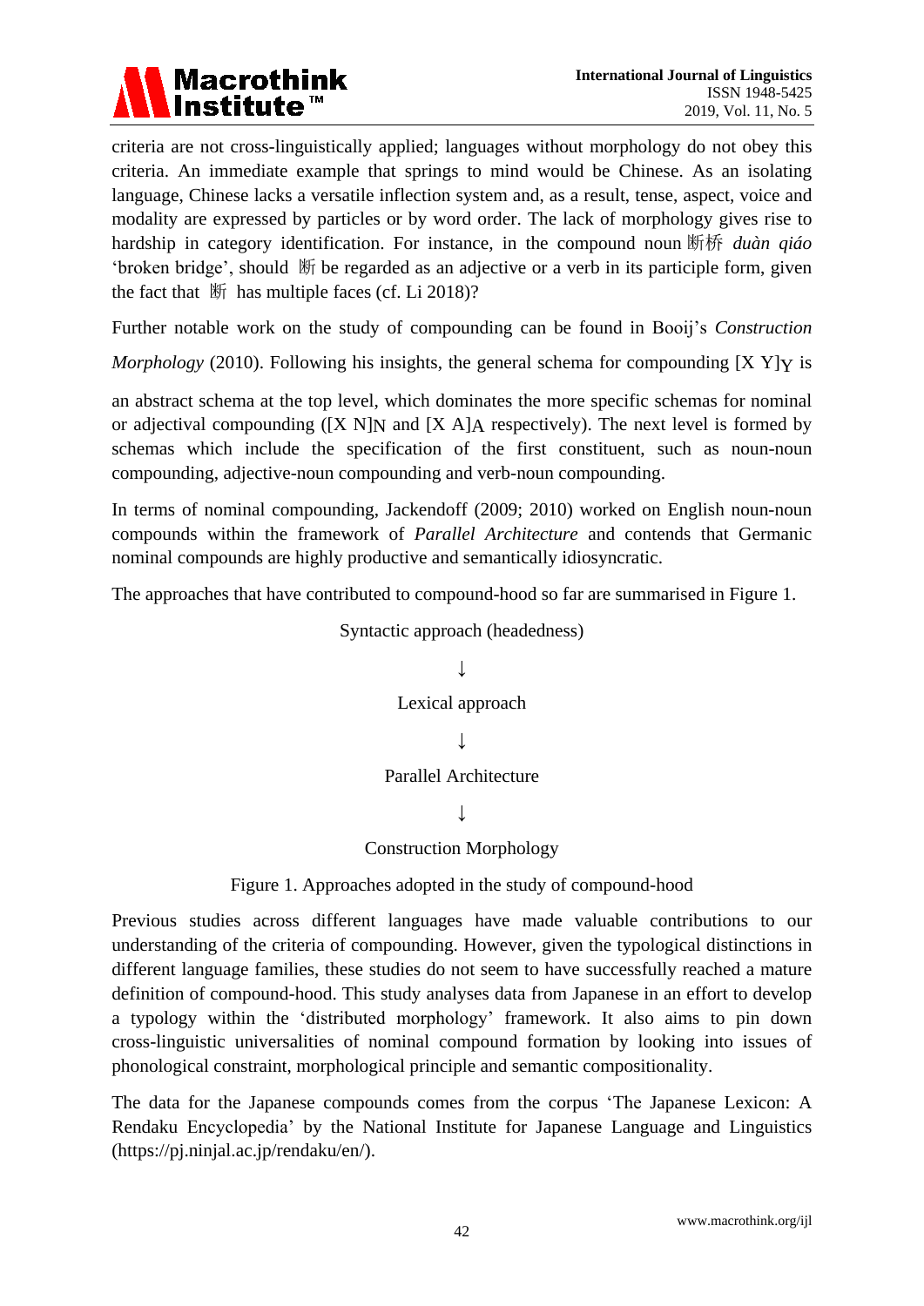criteria are not cross-linguistically applied; languages without morphology do not obey this criteria. An immediate example that springs to mind would be Chinese. As an isolating language, Chinese lacks a versatile inflection system and, as a result, tense, aspect, voice and modality are expressed by particles or by word order. The lack of morphology gives rise to hardship in category identification. For instance, in the compound noun 断桥 *duàn qiáo* 'broken bridge', should 断 be regarded as an adjective or a verb in its participle form, given the fact that 断 has multiple faces (cf. Li 2018)?

Further notable work on the study of compounding can be found in Booij's *Construction Morphology* (2010). Following his insights, the general schema for compounding $[X\ Y]_Y$ is an abstract schema at the top level, which dominates the more specific schemas for nominal or adjectival compounding ($[X\ N]_N$ and $[X\ A]_A$ respectively). The next level is formed by schemas which include the specification of the first constituent, such as noun-noun compounding, adjective-noun compounding and verb-noun compounding.

In terms of nominal compounding, Jackendoff (2009; 2010) worked on English noun-noun compounds within the framework of *Parallel Architecture* and contends that Germanic nominal compounds are highly productive and semantically idiosyncratic.

The approaches that have contributed to compound-hood so far are summarised in Figure 1.

Syntactic approach (headedness)

↓

Lexical approach

↓

Parallel Architecture

↓

Construction Morphology

Figure 1. Approaches adopted in the study of compound-hood

Previous studies across different languages have made valuable contributions to our understanding of the criteria of compounding. However, given the typological distinctions in different language families, these studies do not seem to have successfully reached a mature definition of compound-hood. This study analyses data from Japanese in an effort to develop a typology within the 'distributed morphology' framework. It also aims to pin down cross-linguistic universalities of nominal compound formation by looking into issues of phonological constraint, morphological principle and semantic compositionality.

The data for the Japanese compounds comes from the corpus 'The Japanese Lexicon: A Rendaku Encyclopedia' by the National Institute for Japanese Language and Linguistics (https://pj.ninjal.ac.jp/rendaku/en/).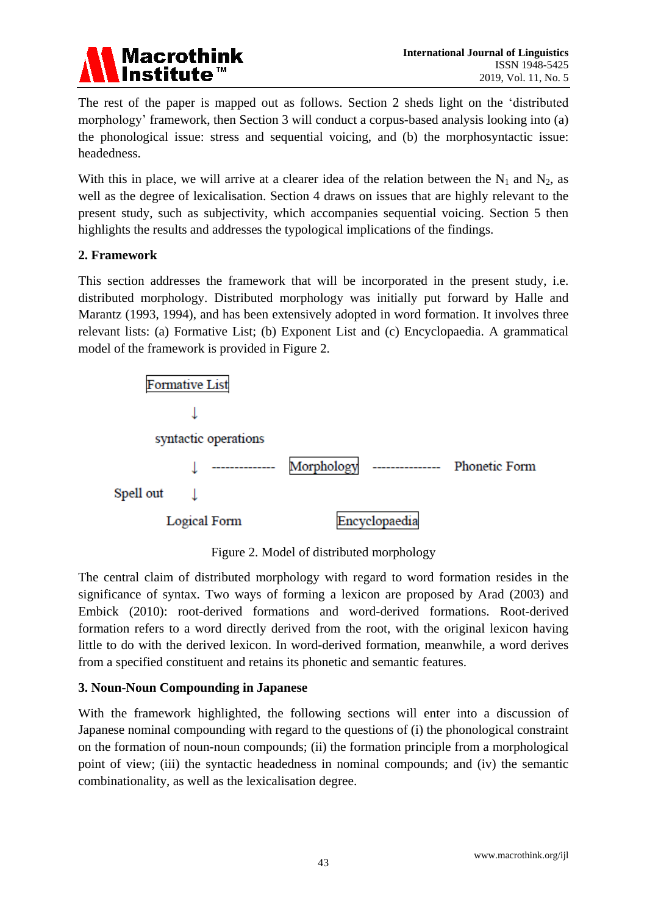The rest of the paper is mapped out as follows. Section 2 sheds light on the 'distributed morphology' framework, then Section 3 will conduct a corpus-based analysis looking into (a) the phonological issue: stress and sequential voicing, and (b) the morphosyntactic issue: headedness.

With this in place, we will arrive at a clearer idea of the relation between the $N_1$ and $N_2$, as well as the degree of lexicalisation. Section 4 draws on issues that are highly relevant to the present study, such as subjectivity, which accompanies sequential voicing. Section 5 then highlights the results and addresses the typological implications of the findings.

## 2. Framework

This section addresses the framework that will be incorporated in the present study, i.e. distributed morphology. Distributed morphology was initially put forward by Halle and Marantz (1993, 1994), and has been extensively adopted in word formation. It involves three relevant lists: (a) Formative List; (b) Exponent List and (c) Encyclopaedia. A grammatical model of the framework is provided in Figure 2.

```
        Formative List
             ↓
        syntactic operations
             ↓  --------------  Morphology  ---------------  Phonetic Form
Spell out    ↓
          Logical Form               Encyclopaedia
```

Figure 2. Model of distributed morphology

The central claim of distributed morphology with regard to word formation resides in the significance of syntax. Two ways of forming a lexicon are proposed by Arad (2003) and Embick (2010): root-derived formations and word-derived formations. Root-derived formation refers to a word directly derived from the root, with the original lexicon having little to do with the derived lexicon. In word-derived formation, meanwhile, a word derives from a specified constituent and retains its phonetic and semantic features.

## 3. Noun-Noun Compounding in Japanese

With the framework highlighted, the following sections will enter into a discussion of Japanese nominal compounding with regard to the questions of (i) the phonological constraint on the formation of noun-noun compounds; (ii) the formation principle from a morphological point of view; (iii) the syntactic headedness in nominal compounds; and (iv) the semantic combinationality, as well as the lexicalisation degree.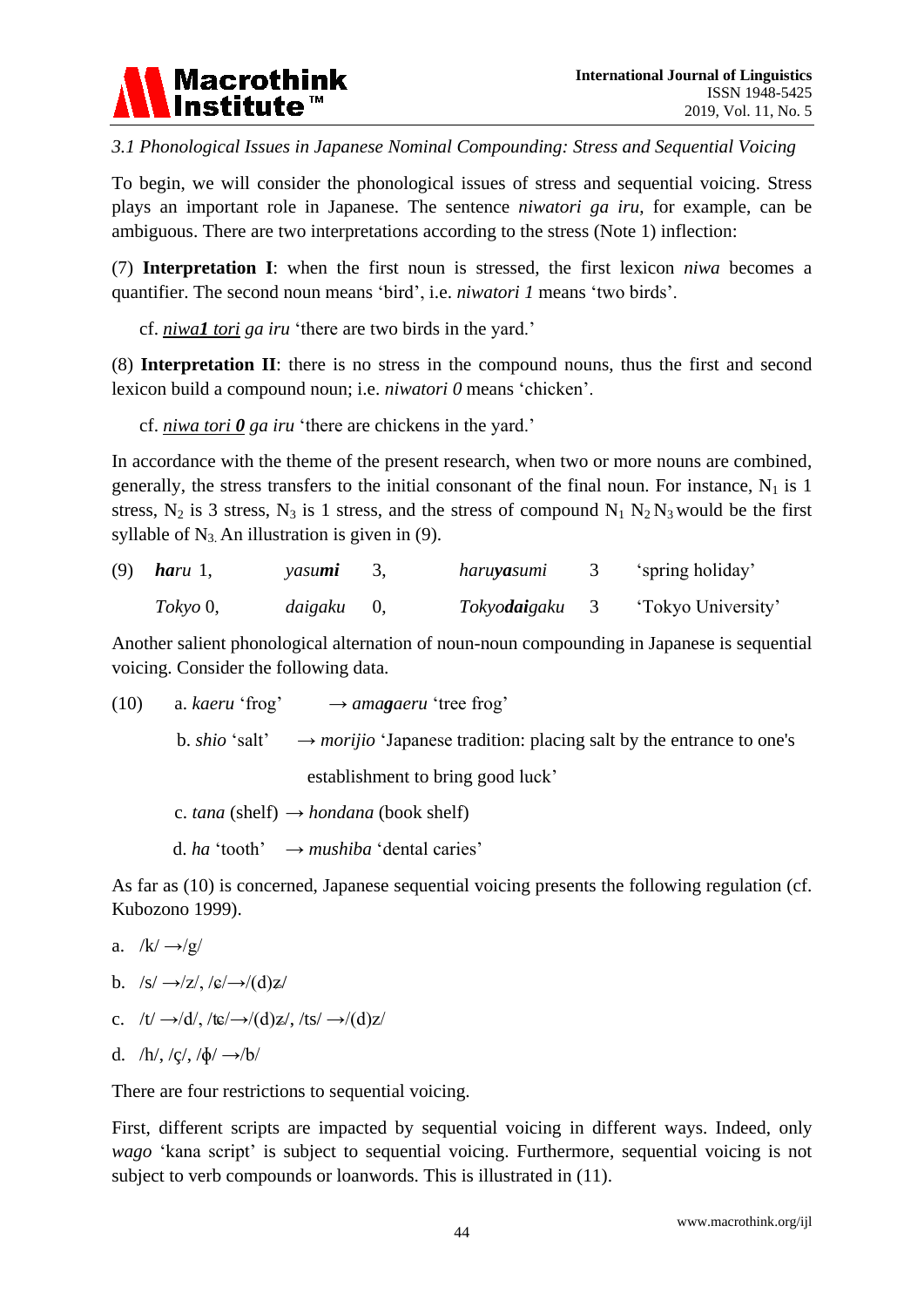*3.1 Phonological Issues in Japanese Nominal Compounding: Stress and Sequential Voicing*

To begin, we will consider the phonological issues of stress and sequential voicing. Stress plays an important role in Japanese. The sentence *niwatori ga iru*, for example, can be ambiguous. There are two interpretations according to the stress (Note 1) inflection:

(7) **Interpretation I**: when the first noun is stressed, the first lexicon *niwa* becomes a quantifier. The second noun means 'bird', i.e. *niwatori 1* means 'two birds'.

cf. *<u>niwa**1** tori</u> ga iru* 'there are two birds in the yard.'

(8) **Interpretation II**: there is no stress in the compound nouns, thus the first and second lexicon build a compound noun; i.e. *niwatori 0* means 'chicken'.

cf. *<u>niwa tori **0**</u> ga iru* 'there are chickens in the yard.'

In accordance with the theme of the present research, when two or more nouns are combined, generally, the stress transfers to the initial consonant of the final noun. For instance, $N_1$ is 1 stress, $N_2$ is 3 stress, $N_3$ is 1 stress, and the stress of compound $N_1 N_2 N_3$ would be the first syllable of $N_3$. An illustration is given in (9).

(9) ***ha**ru* 1, *yasu**mi*** 3, *haru**ya**sumi* 3 'spring holiday'

*Tokyo* 0, *daigaku* 0, *Tokyo**dai**gaku* 3 'Tokyo University'

Another salient phonological alternation of noun-noun compounding in Japanese is sequential voicing. Consider the following data.

(10) a. *kaeru* 'frog' → *ama**g**aeru* 'tree frog'

b. *shio* 'salt' → *morijio* 'Japanese tradition: placing salt by the entrance to one's establishment to bring good luck'

c. *tana* (shelf) → *hondana* (book shelf)

d. *ha* 'tooth' → *mushiba* 'dental caries'

As far as (10) is concerned, Japanese sequential voicing presents the following regulation (cf. Kubozono 1999).

a. /k/ →/g/

b. /s/ →/z/, /ɕ/→/(d)ʑ/

c. /t/ →/d/, /tɕ/→/(d)ʑ/, /ts/ →/(d)z/

d. /h/, /ç/, /ɸ/ →/b/

There are four restrictions to sequential voicing.

First, different scripts are impacted by sequential voicing in different ways. Indeed, only *wago* 'kana script' is subject to sequential voicing. Furthermore, sequential voicing is not subject to verb compounds or loanwords. This is illustrated in (11).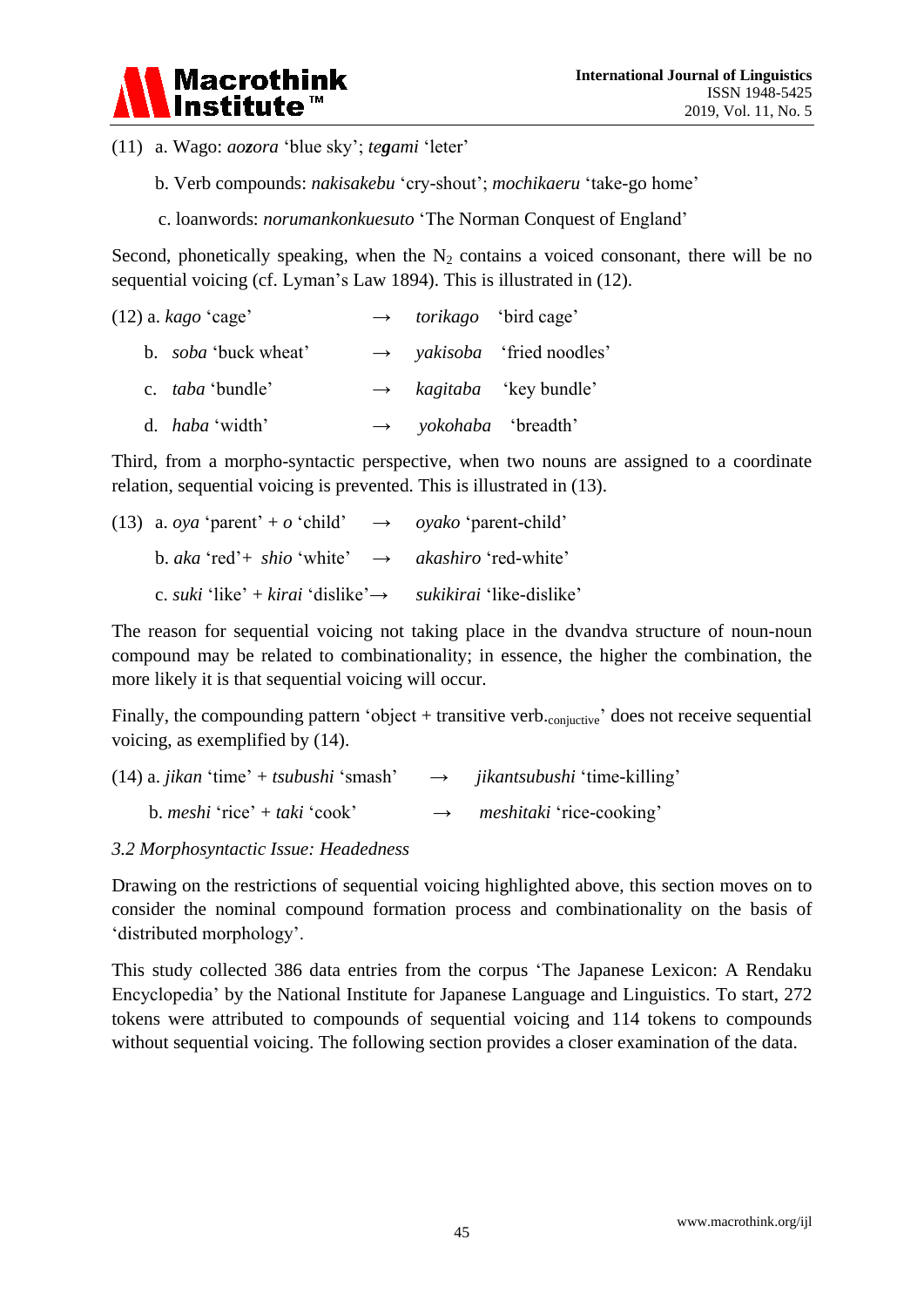(11) a. Wago: *ao**z**ora* 'blue sky'; *te**g**ami* 'leter'

b. Verb compounds: *nakisakebu* 'cry-shout'; *mochikaeru* 'take-go home'

c. loanwords: *norumankonkuesuto* 'The Norman Conquest of England'

Second, phonetically speaking, when the $N_2$ contains a voiced consonant, there will be no sequential voicing (cf. Lyman's Law 1894). This is illustrated in (12).

(12) a. *kago* 'cage' → *torikago* 'bird cage'

b. *soba* 'buck wheat' → *yakisoba* 'fried noodles'

c. *taba* 'bundle' → *kagitaba* 'key bundle'

d. *haba* 'width' → *yokohaba* 'breadth'

Third, from a morpho-syntactic perspective, when two nouns are assigned to a coordinate relation, sequential voicing is prevented. This is illustrated in (13).

(13) a. *oya* 'parent' + *o* 'child' → *oyako* 'parent-child'

b. *aka* 'red'+ *shio* 'white' → *akashiro* 'red-white'

c. *suki* 'like' + *kirai* 'dislike'→ *sukikirai* 'like-dislike'

The reason for sequential voicing not taking place in the dvandva structure of noun-noun compound may be related to combinationality; in essence, the higher the combination, the more likely it is that sequential voicing will occur.

Finally, the compounding pattern 'object + transitive verb.$_{\text{conjuctive}}$' does not receive sequential voicing, as exemplified by (14).

(14) a. *jikan* 'time' + *tsubushi* 'smash' → *jikantsubushi* 'time-killing'

b. *meshi* 'rice' + *taki* 'cook' → *meshitaki* 'rice-cooking'

### *3.2 Morphosyntactic Issue: Headedness*

Drawing on the restrictions of sequential voicing highlighted above, this section moves on to consider the nominal compound formation process and combinationality on the basis of 'distributed morphology'.

This study collected 386 data entries from the corpus 'The Japanese Lexicon: A Rendaku Encyclopedia' by the National Institute for Japanese Language and Linguistics. To start, 272 tokens were attributed to compounds of sequential voicing and 114 tokens to compounds without sequential voicing. The following section provides a closer examination of the data.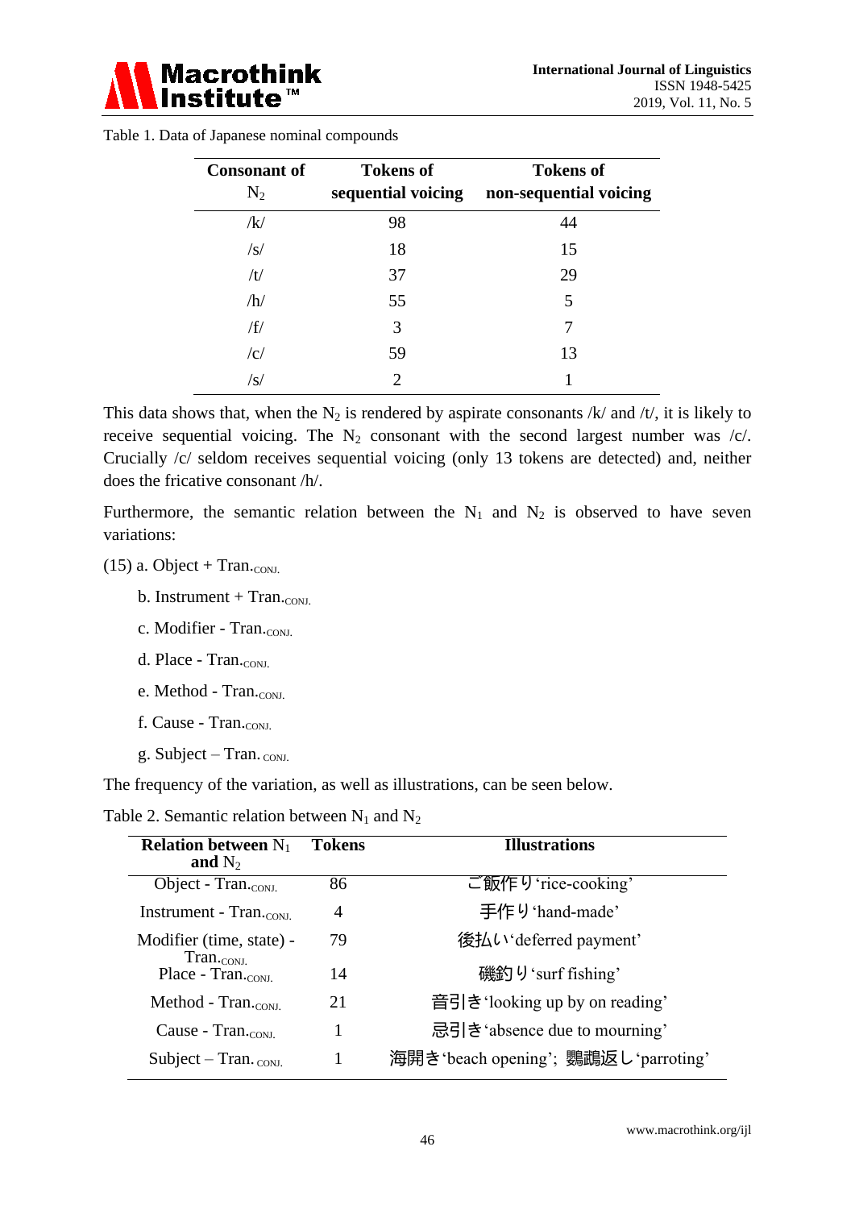Table 1. Data of Japanese nominal compounds

| Consonant of $N_2$ | Tokens of sequential voicing | Tokens of non-sequential voicing |
|---|---|---|
| /k/ | 98 | 44 |
| /s/ | 18 | 15 |
| /t/ | 37 | 29 |
| /h/ | 55 | 5 |
| /f/ | 3 | 7 |
| /c/ | 59 | 13 |
| /s/ | 2 | 1 |

This data shows that, when the $N_2$ is rendered by aspirate consonants /k/ and /t/, it is likely to receive sequential voicing. The $N_2$ consonant with the second largest number was /c/. Crucially /c/ seldom receives sequential voicing (only 13 tokens are detected) and, neither does the fricative consonant /h/.

Furthermore, the semantic relation between the $N_1$ and $N_2$ is observed to have seven variations:

(15) a. Object + Tran.$_{\text{CONJ.}}$

b. Instrument + Tran.$_{\text{CONJ.}}$

c. Modifier - Tran.$_{\text{CONJ.}}$

d. Place - Tran.$_{\text{CONJ.}}$

e. Method - Tran.$_{\text{CONJ.}}$

f. Cause - Tran.$_{\text{CONJ.}}$

g. Subject – Tran.$_{\text{CONJ.}}$

The frequency of the variation, as well as illustrations, can be seen below.

Table 2. Semantic relation between $N_1$ and $N_2$

| Relation between $N_1$ and $N_2$ | Tokens | Illustrations |
|---|---|---|
| Object - Tran.$_{\text{CONJ.}}$ | 86 | ご飯作り'rice-cooking' |
| Instrument - Tran.$_{\text{CONJ.}}$ | 4 | 手作り'hand-made' |
| Modifier (time, state) - Tran.$_{\text{CONJ.}}$ | 79 | 後払い'deferred payment' |
| Place - Tran.$_{\text{CONJ.}}$ | 14 | 磯釣り'surf fishing' |
| Method - Tran.$_{\text{CONJ.}}$ | 21 | 音引き'looking up by on reading' |
| Cause - Tran.$_{\text{CONJ.}}$ | 1 | 忌引き'absence due to mourning' |
| Subject – Tran.$_{\text{CONJ.}}$ | 1 | 海開き'beach opening'; 鸚鵡返し'parroting' |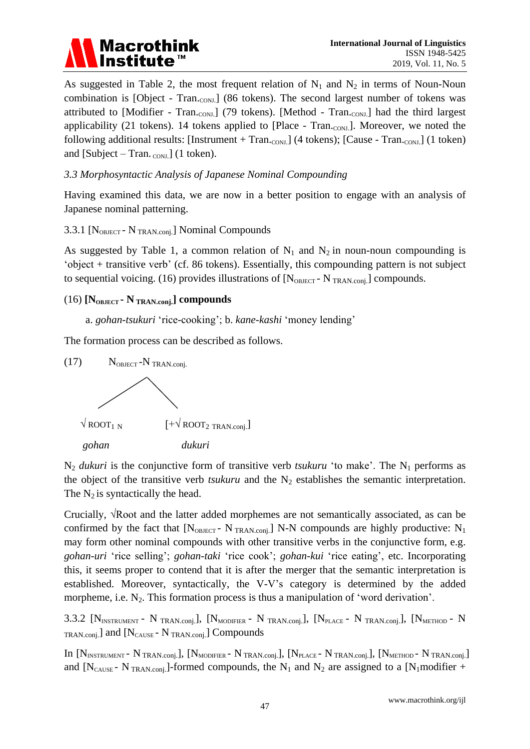As suggested in Table 2, the most frequent relation of $N_1$ and $N_2$ in terms of Noun-Noun combination is [Object - $\text{Tran.}_{\text{CONJ.}}$] (86 tokens). The second largest number of tokens was attributed to [Modifier - $\text{Tran.}_{\text{CONJ.}}$] (79 tokens). [Method - $\text{Tran.}_{\text{CONJ.}}$] had the third largest applicability (21 tokens). 14 tokens applied to [Place - $\text{Tran.}_{\text{CONJ.}}$]. Moreover, we noted the following additional results: [Instrument + $\text{Tran.}_{\text{CONJ.}}$] (4 tokens); [Cause - $\text{Tran.}_{\text{CONJ.}}$] (1 token) and [Subject – $\text{Tran.}_{\text{CONJ.}}$] (1 token).

### *3.3 Morphosyntactic Analysis of Japanese Nominal Compounding*

Having examined this data, we are now in a better position to engage with an analysis of Japanese nominal patterning.

#### 3.3.1 [$N_{\text{OBJECT}}$ - $N_{\text{TRAN.conj.}}$] Nominal Compounds

As suggested by Table 1, a common relation of $N_1$ and $N_2$ in noun-noun compounding is 'object + transitive verb' (cf. 86 tokens). Essentially, this compounding pattern is not subject to sequential voicing. (16) provides illustrations of [$N_{\text{OBJECT}}$ - $N_{\text{TRAN.conj.}}$] compounds.

(16) **[$N_{\text{OBJECT}}$ - $N_{\text{TRAN.conj.}}$] compounds**

a. *gohan-tsukuri* 'rice-cooking'; b. *kane-kashi* 'money lending'

The formation process can be described as follows.

(17) $N_{\text{OBJECT}}$ -$N_{\text{TRAN.conj.}}$

$\sqrt{}$ $\text{ROOT}_{1\ \text{N}}$ [+$\sqrt{}$ $\text{ROOT}_{2\ \text{TRAN.conj.}}$]

*gohan* *dukuri*

$N_2$ *dukuri* is the conjunctive form of transitive verb *tsukuru* 'to make'. The $N_1$ performs as the object of the transitive verb *tsukuru* and the $N_2$ establishes the semantic interpretation. The $N_2$ is syntactically the head.

Crucially, √Root and the latter added morphemes are not semantically associated, as can be confirmed by the fact that [$N_{\text{OBJECT}}$ - $N_{\text{TRAN.conj.}}$] N-N compounds are highly productive: $N_1$ may form other nominal compounds with other transitive verbs in the conjunctive form, e.g. *gohan-uri* 'rice selling'; *gohan-taki* 'rice cook'; *gohan-kui* 'rice eating', etc. Incorporating this, it seems proper to contend that it is after the merger that the semantic interpretation is established. Moreover, syntactically, the V-V's category is determined by the added morpheme, i.e. $N_2$. This formation process is thus a manipulation of 'word derivation'.

#### 3.3.2 [$N_{\text{INSTRUMENT}}$ - $N_{\text{TRAN.conj.}}$], [$N_{\text{MODIFIER}}$ - $N_{\text{TRAN.conj.}}$], [$N_{\text{PLACE}}$ - $N_{\text{TRAN.conj.}}$], [$N_{\text{METHOD}}$ - $N_{\text{TRAN.conj.}}$] and [$N_{\text{CAUSE}}$ - $N_{\text{TRAN.conj.}}$] Compounds

In [$N_{\text{INSTRUMENT}}$ - $N_{\text{TRAN.conj.}}$], [$N_{\text{MODIFIER}}$ - $N_{\text{TRAN.conj.}}$], [$N_{\text{PLACE}}$ - $N_{\text{TRAN.conj.}}$], [$N_{\text{METHOD}}$ - $N_{\text{TRAN.conj.}}$] and [$N_{\text{CAUSE}}$ - $N_{\text{TRAN.conj.}}$]-formed compounds, the $N_1$ and $N_2$ are assigned to a [$N_1$modifier +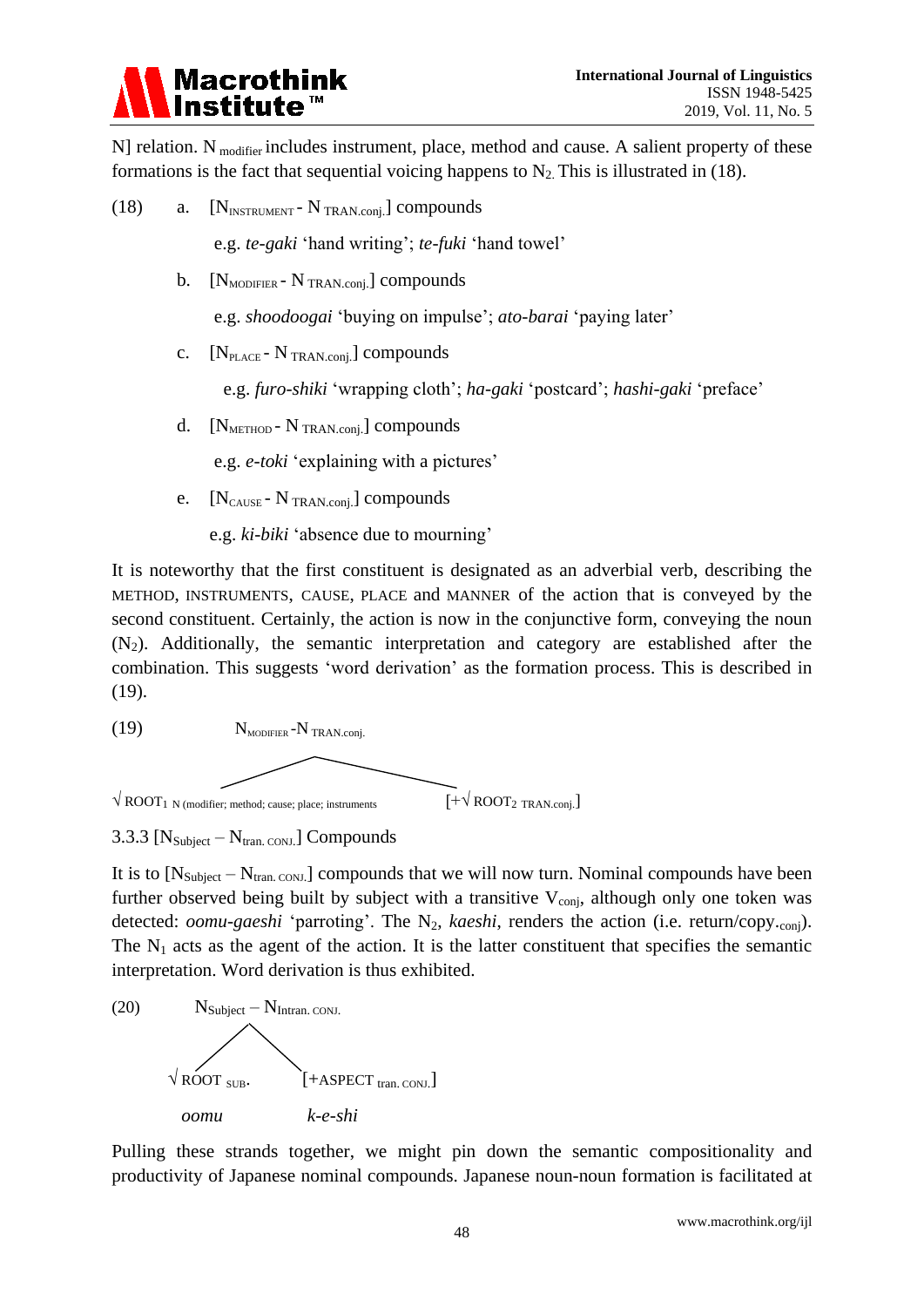N] relation. $N_{modifier}$ includes instrument, place, method and cause. A salient property of these formations is the fact that sequential voicing happens to $N_2$. This is illustrated in (18).

(18) a. [$N_{INSTRUMENT}$ - $N_{TRAN.conj.}$] compounds

e.g. *te-gaki* 'hand writing'; *te-fuki* 'hand towel'

b. [$N_{MODIFIER}$ - $N_{TRAN.conj.}$] compounds

e.g. *shoodoogai* 'buying on impulse'; *ato-barai* 'paying later'

c. [$N_{PLACE}$ - $N_{TRAN.conj.}$] compounds

e.g. *furo-shiki* 'wrapping cloth'; *ha-gaki* 'postcard'; *hashi-gaki* 'preface'

d. [$N_{METHOD}$ - $N_{TRAN.conj.}$] compounds

e.g. *e-toki* 'explaining with a pictures'

e. [$N_{CAUSE}$ - $N_{TRAN.conj.}$] compounds

e.g. *ki-biki* 'absence due to mourning'

It is noteworthy that the first constituent is designated as an adverbial verb, describing the METHOD, INSTRUMENTS, CAUSE, PLACE and MANNER of the action that is conveyed by the second constituent. Certainly, the action is now in the conjunctive form, conveying the noun ($N_2$). Additionally, the semantic interpretation and category are established after the combination. This suggests 'word derivation' as the formation process. This is described in (19).

(19) $N_{MODIFIER}$-$N_{TRAN.conj.}$

√ $ROOT_1$ N (modifier; method; cause; place; instruments　　[+√ $ROOT_2$ TRAN.conj.]

3.3.3 [$N_{Subject}$ – $N_{tran.\ CONJ.}$] Compounds

It is to [$N_{Subject}$ – $N_{tran.\ CONJ.}$] compounds that we will now turn. Nominal compounds have been further observed being built by subject with a transitive $V_{conj}$, although only one token was detected: *oomu-gaeshi* 'parroting'. The $N_2$, *kaeshi*, renders the action (i.e. return/copy.$_{conj}$). The $N_1$ acts as the agent of the action. It is the latter constituent that specifies the semantic interpretation. Word derivation is thus exhibited.

(20) $N_{Subject}$ – $N_{Intran.\ CONJ.}$

√ ROOT SUB.　　[+ASPECT tran. CONJ.]

*oomu*　　*k-e-shi*

Pulling these strands together, we might pin down the semantic compositionality and productivity of Japanese nominal compounds. Japanese noun-noun formation is facilitated at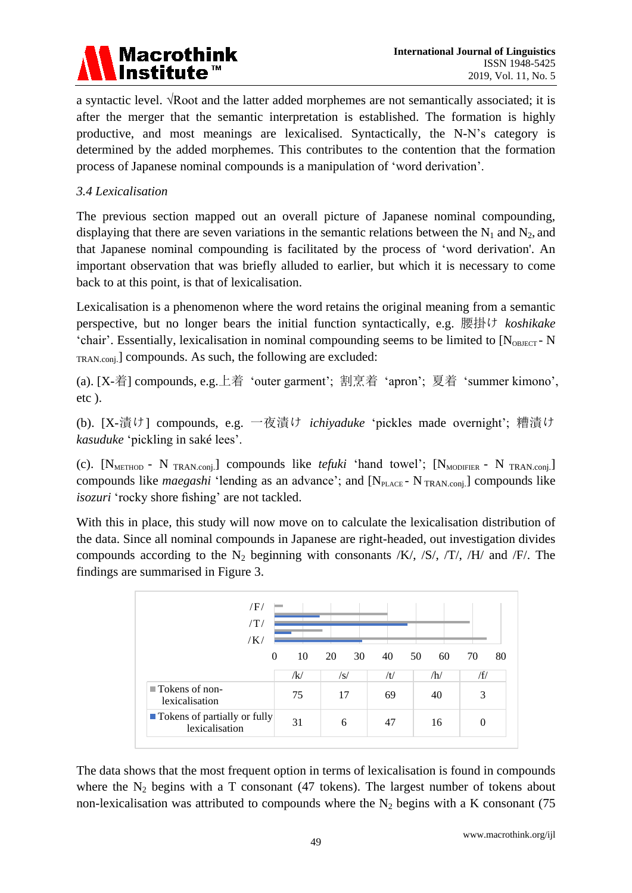a syntactic level. √Root and the latter added morphemes are not semantically associated; it is after the merger that the semantic interpretation is established. The formation is highly productive, and most meanings are lexicalised. Syntactically, the N-N's category is determined by the added morphemes. This contributes to the contention that the formation process of Japanese nominal compounds is a manipulation of 'word derivation'.

*3.4 Lexicalisation*

The previous section mapped out an overall picture of Japanese nominal compounding, displaying that there are seven variations in the semantic relations between the $N_1$ and $N_2$, and that Japanese nominal compounding is facilitated by the process of 'word derivation'. An important observation that was briefly alluded to earlier, but which it is necessary to come back to at this point, is that of lexicalisation.

Lexicalisation is a phenomenon where the word retains the original meaning from a semantic perspective, but no longer bears the initial function syntactically, e.g. 腰掛け *koshikake* 'chair'. Essentially, lexicalisation in nominal compounding seems to be limited to [$N_{OBJECT}$ - $N_{TRAN.conj.}$] compounds. As such, the following are excluded:

(a). [X-着] compounds, e.g.上着 'outer garment'; 割烹着 'apron'; 夏着 'summer kimono', etc ).

(b). [X-漬け] compounds, e.g. 一夜漬け *ichiyaduke* 'pickles made overnight'; 糟漬け *kasuduke* 'pickling in saké lees'.

(c). [$N_{METHOD}$ - $N_{TRAN.conj.}$] compounds like *tefuki* 'hand towel'; [$N_{MODIFIER}$ - $N_{TRAN.conj.}$] compounds like *maegashi* 'lending as an advance'; and [$N_{PLACE}$ - $N_{TRAN.conj.}$] compounds like *isozuri* 'rocky shore fishing' are not tackled.

With this in place, this study will now move on to calculate the lexicalisation distribution of the data. Since all nominal compounds in Japanese are right-headed, out investigation divides compounds according to the $N_2$ beginning with consonants /K/, /S/, /T/, /H/ and /F/. The findings are summarised in Figure 3.

| | /k/ | /s/ | /t/ | /h/ | /f/ |
|---|---|---|---|---|---|
| Tokens of non-lexicalisation | 75 | 17 | 69 | 40 | 3 |
| Tokens of partially or fully lexicalisation | 31 | 6 | 47 | 16 | 0 |

The data shows that the most frequent option in terms of lexicalisation is found in compounds where the $N_2$ begins with a T consonant (47 tokens). The largest number of tokens about non-lexicalisation was attributed to compounds where the $N_2$ begins with a K consonant (75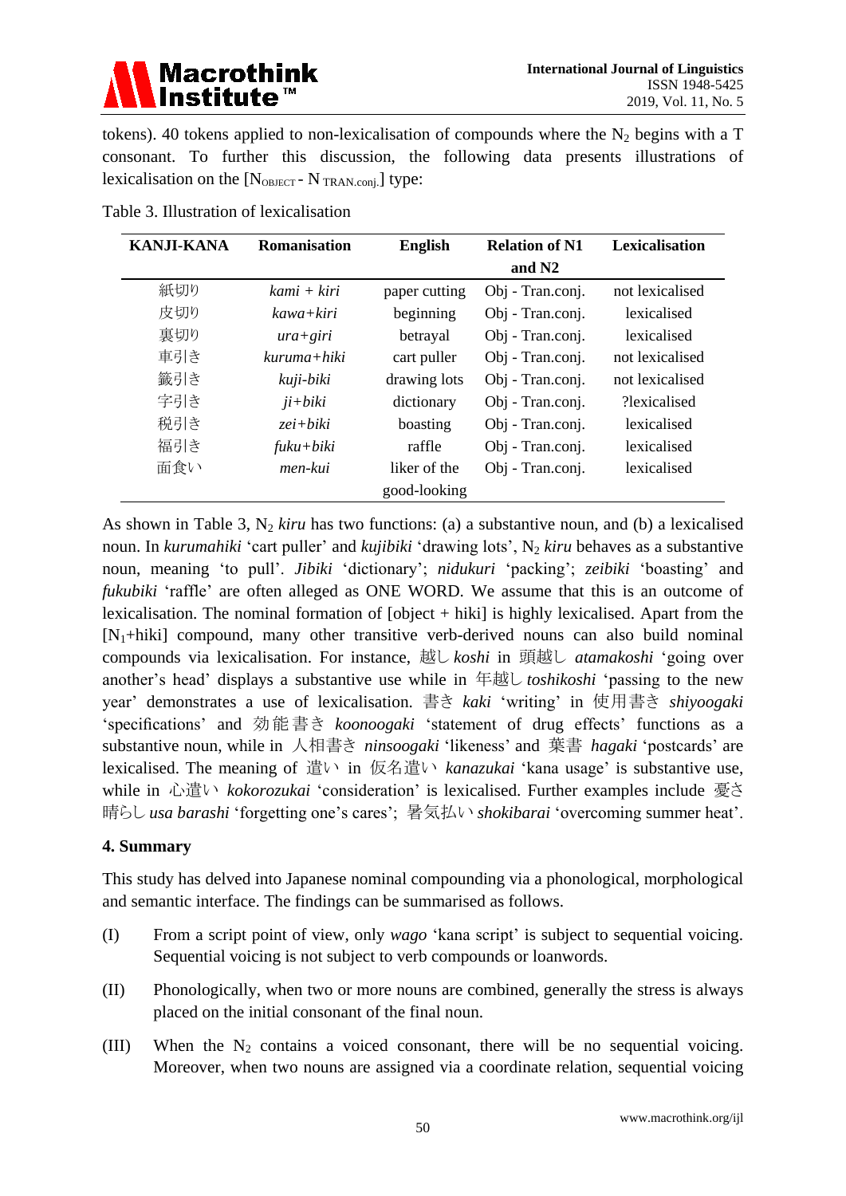tokens). 40 tokens applied to non-lexicalisation of compounds where the $N_2$ begins with a T consonant. To further this discussion, the following data presents illustrations of lexicalisation on the [$N_{OBJECT}$ - $N_{TRAN.conj.}$] type:

Table 3. Illustration of lexicalisation

| KANJI-KANA | Romanisation | English | Relation of N1 and N2 | Lexicalisation |
|---|---|---|---|---|
| 紙切り | *kami + kiri* | paper cutting | Obj - Tran.conj. | not lexicalised |
| 皮切り | *kawa+kiri* | beginning | Obj - Tran.conj. | lexicalised |
| 裏切り | *ura+giri* | betrayal | Obj - Tran.conj. | lexicalised |
| 車引き | *kuruma+hiki* | cart puller | Obj - Tran.conj. | not lexicalised |
| 籤引き | *kuji-biki* | drawing lots | Obj - Tran.conj. | not lexicalised |
| 字引き | *ji+biki* | dictionary | Obj - Tran.conj. | ?lexicalised |
| 税引き | *zei+biki* | boasting | Obj - Tran.conj. | lexicalised |
| 福引き | *fuku+biki* | raffle | Obj - Tran.conj. | lexicalised |
| 面食い | *men-kui* | liker of the good-looking | Obj - Tran.conj. | lexicalised |

As shown in Table 3, $N_2$ *kiru* has two functions: (a) a substantive noun, and (b) a lexicalised noun. In *kurumahiki* 'cart puller' and *kujibiki* 'drawing lots', $N_2$ *kiru* behaves as a substantive noun, meaning 'to pull'. *Jibiki* 'dictionary'; *nidukuri* 'packing'; *zeibiki* 'boasting' and *fukubiki* 'raffle' are often alleged as ONE WORD. We assume that this is an outcome of lexicalisation. The nominal formation of [object + hiki] is highly lexicalised. Apart from the [$N_1$+hiki] compound, many other transitive verb-derived nouns can also build nominal compounds via lexicalisation. For instance, 越し *koshi* in 頭越し *atamakoshi* 'going over another's head' displays a substantive use while in 年越し *toshikoshi* 'passing to the new year' demonstrates a use of lexicalisation. 書き *kaki* 'writing' in 使用書き *shiyoogaki* 'specifications' and 効能書き *koonoogaki* 'statement of drug effects' functions as a substantive noun, while in 人相書き *ninsoogaki* 'likeness' and 葉書 *hagaki* 'postcards' are lexicalised. The meaning of 遣い in 仮名遣い *kanazukai* 'kana usage' is substantive use, while in 心遣い *kokorozukai* 'consideration' is lexicalised. Further examples include 憂さ晴らし *usa barashi* 'forgetting one's cares'; 暑気払い *shokibarai* 'overcoming summer heat'.

## 4. Summary

This study has delved into Japanese nominal compounding via a phonological, morphological and semantic interface. The findings can be summarised as follows.

(I) From a script point of view, only *wago* 'kana script' is subject to sequential voicing. Sequential voicing is not subject to verb compounds or loanwords.

(II) Phonologically, when two or more nouns are combined, generally the stress is always placed on the initial consonant of the final noun.

(III) When the $N_2$ contains a voiced consonant, there will be no sequential voicing. Moreover, when two nouns are assigned via a coordinate relation, sequential voicing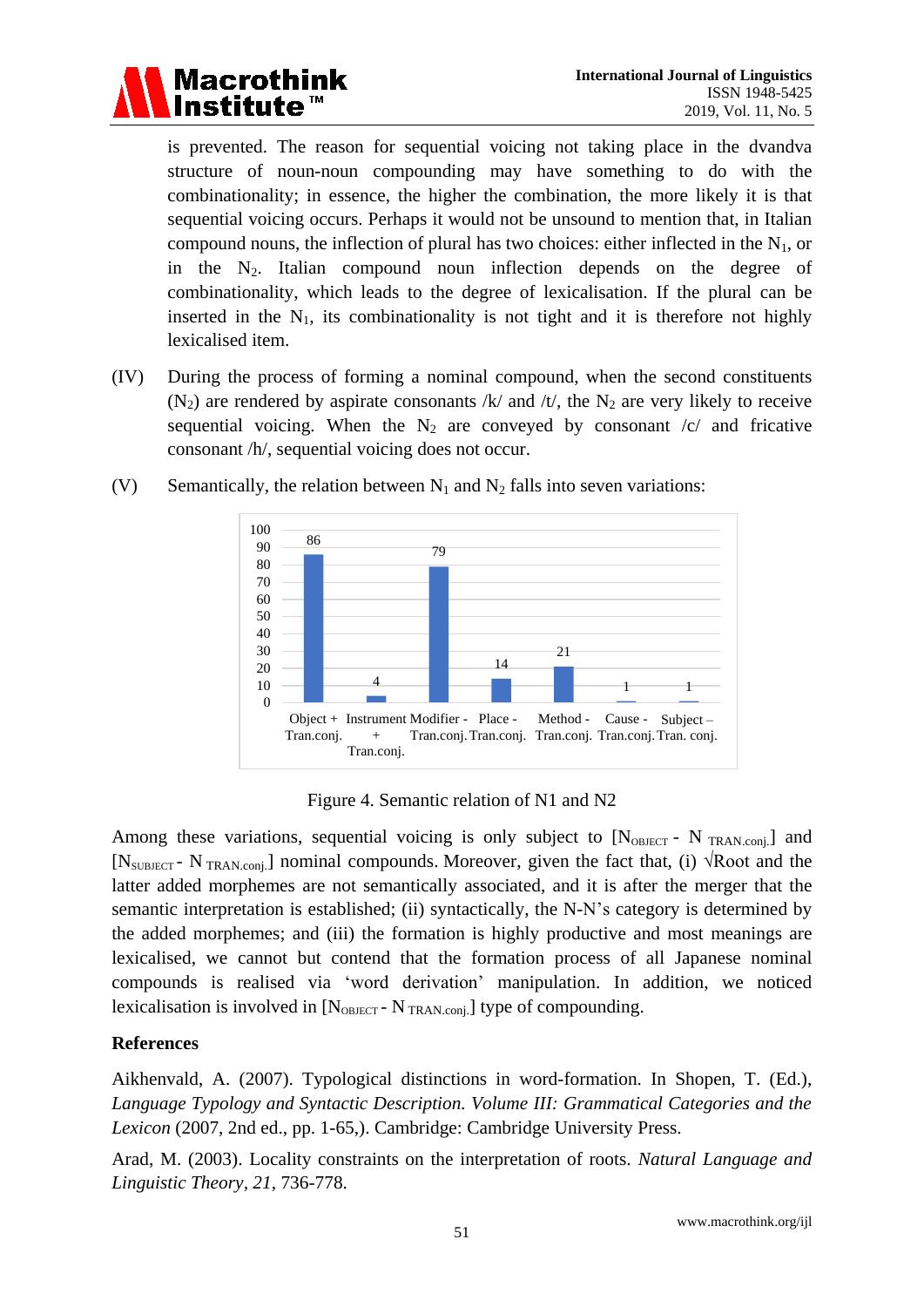is prevented. The reason for sequential voicing not taking place in the dvandva structure of noun-noun compounding may have something to do with the combinationality; in essence, the higher the combination, the more likely it is that sequential voicing occurs. Perhaps it would not be unsound to mention that, in Italian compound nouns, the inflection of plural has two choices: either inflected in the $N_1$, or in the $N_2$. Italian compound noun inflection depends on the degree of combinationality, which leads to the degree of lexicalisation. If the plural can be inserted in the $N_1$, its combinationality is not tight and it is therefore not highly lexicalised item.

(IV) During the process of forming a nominal compound, when the second constituents ($N_2$) are rendered by aspirate consonants /k/ and /t/, the $N_2$ are very likely to receive sequential voicing. When the $N_2$ are conveyed by consonant /c/ and fricative consonant /h/, sequential voicing does not occur.

(V) Semantically, the relation between $N_1$ and $N_2$ falls into seven variations:

| Relation | Value |
|---|---|
| Object + Tran.conj. | 86 |
| Instrument + Tran.conj. | 4 |
| Modifier - Tran.conj. | 79 |
| Place - Tran.conj. | 14 |
| Method - Tran.conj. | 21 |
| Cause - Tran.conj. | 1 |
| Subject – Tran. conj. | 1 |

Figure 4. Semantic relation of N1 and N2

Among these variations, sequential voicing is only subject to [$N_{OBJECT}$ - $N_{TRAN.conj.}$] and [$N_{SUBJECT}$ - $N_{TRAN.conj.}$] nominal compounds. Moreover, given the fact that, (i) √Root and the latter added morphemes are not semantically associated, and it is after the merger that the semantic interpretation is established; (ii) syntactically, the N-N's category is determined by the added morphemes; and (iii) the formation is highly productive and most meanings are lexicalised, we cannot but contend that the formation process of all Japanese nominal compounds is realised via 'word derivation' manipulation. In addition, we noticed lexicalisation is involved in [$N_{OBJECT}$ - $N_{TRAN.conj.}$] type of compounding.

## References

Aikhenvald, A. (2007). Typological distinctions in word-formation. In Shopen, T. (Ed.), *Language Typology and Syntactic Description. Volume III: Grammatical Categories and the Lexicon* (2007, 2nd ed., pp. 1-65,). Cambridge: Cambridge University Press.

Arad, M. (2003). Locality constraints on the interpretation of roots. *Natural Language and Linguistic Theory*, *21*, 736-778.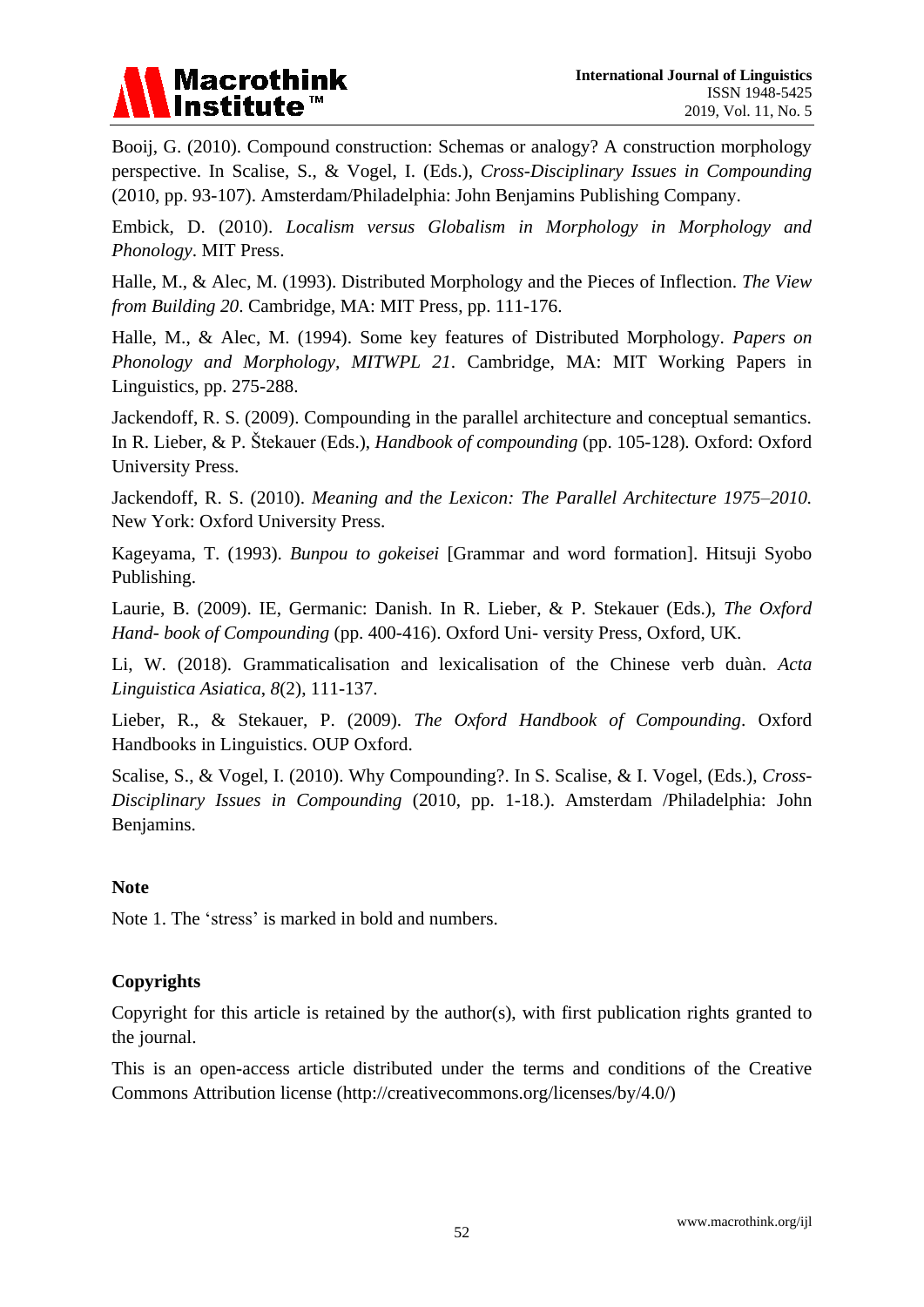Booij, G. (2010). Compound construction: Schemas or analogy? A construction morphology perspective. In Scalise, S., & Vogel, I. (Eds.), *Cross-Disciplinary Issues in Compounding* (2010, pp. 93-107). Amsterdam/Philadelphia: John Benjamins Publishing Company.

Embick, D. (2010). *Localism versus Globalism in Morphology in Morphology and Phonology*. MIT Press.

Halle, M., & Alec, M. (1993). Distributed Morphology and the Pieces of Inflection. *The View from Building 20*. Cambridge, MA: MIT Press, pp. 111-176.

Halle, M., & Alec, M. (1994). Some key features of Distributed Morphology. *Papers on Phonology and Morphology, MITWPL 21*. Cambridge, MA: MIT Working Papers in Linguistics, pp. 275-288.

Jackendoff, R. S. (2009). Compounding in the parallel architecture and conceptual semantics. In R. Lieber, & P. Štekauer (Eds.), *Handbook of compounding* (pp. 105-128). Oxford: Oxford University Press.

Jackendoff, R. S. (2010). *Meaning and the Lexicon: The Parallel Architecture 1975–2010.* New York: Oxford University Press.

Kageyama, T. (1993). *Bunpou to gokeisei* [Grammar and word formation]. Hitsuji Syobo Publishing.

Laurie, B. (2009). IE, Germanic: Danish. In R. Lieber, & P. Stekauer (Eds.), *The Oxford Hand- book of Compounding* (pp. 400-416). Oxford Uni- versity Press, Oxford, UK.

Li, W. (2018). Grammaticalisation and lexicalisation of the Chinese verb duàn. *Acta Linguistica Asiatica*, *8*(2), 111-137.

Lieber, R., & Stekauer, P. (2009). *The Oxford Handbook of Compounding*. Oxford Handbooks in Linguistics. OUP Oxford.

Scalise, S., & Vogel, I. (2010). Why Compounding?. In S. Scalise, & I. Vogel, (Eds.), *Cross-Disciplinary Issues in Compounding* (2010, pp. 1-18.). Amsterdam /Philadelphia: John Benjamins.

## Note

Note 1. The 'stress' is marked in bold and numbers.

## Copyrights

Copyright for this article is retained by the author(s), with first publication rights granted to the journal.

This is an open-access article distributed under the terms and conditions of the Creative Commons Attribution license (http://creativecommons.org/licenses/by/4.0/)